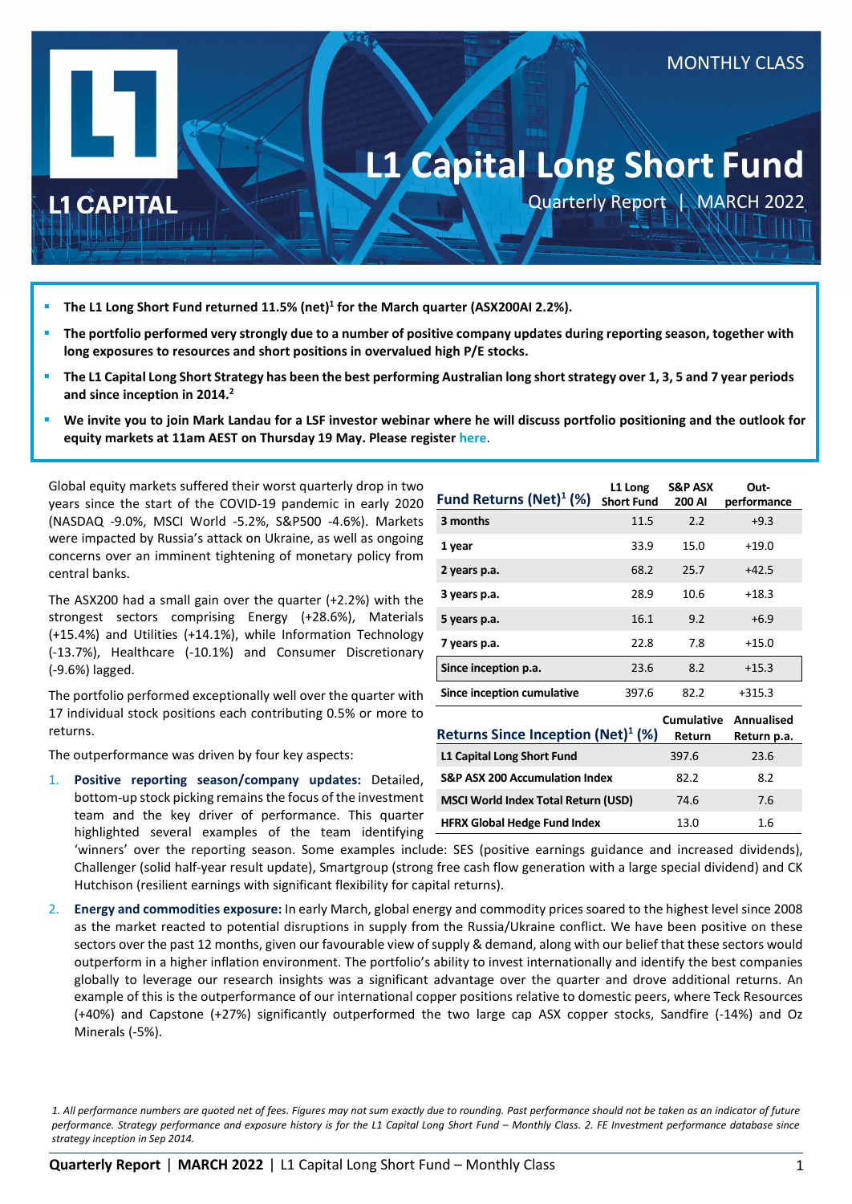MONTHLY CLASS

# L1 Capital Long Short Fund

Quarterly Report | MARCH 2022

- **The L1 Long Short Fund returned 11.5% (net)[1] for the March quarter (ASX200AI 2.2%).**
- **The portfolio performed very strongly due to a number of positive company updates during reporting season, together with long exposures to resources and short positions in overvalued high P/E stocks.**
- **The L1 Capital Long Short Strategy has been the best performing Australian long short strategy over 1, 3, 5 and 7 year periods and since inception in 2014.[2]**
- **We invite you to join Mark Landau for a LSF investor webinar where he will discuss portfolio positioning and the outlook for equity markets at 11am AEST on Thursday 19 May. Please register here.**

Global equity markets suffered their worst quarterly drop in two years since the start of the COVID-19 pandemic in early 2020 (NASDAQ -9.0%, MSCI World -5.2%, S&P500 -4.6%). Markets were impacted by Russia's attack on Ukraine, as well as ongoing concerns over an imminent tightening of monetary policy from central banks.

The ASX200 had a small gain over the quarter (+2.2%) with the strongest sectors comprising Energy (+28.6%), Materials (+15.4%) and Utilities (+14.1%), while Information Technology (-13.7%), Healthcare (-10.1%) and Consumer Discretionary (-9.6%) lagged.

The portfolio performed exceptionally well over the quarter with 17 individual stock positions each contributing 0.5% or more to returns.

The outperformance was driven by four key aspects:

1. **Positive reporting season/company updates:** Detailed, bottom-up stock picking remains the focus of the investment team and the key driver of performance. This quarter highlighted several examples of the team identifying 'winners' over the reporting season. Some examples include: SES (positive earnings guidance and increased dividends), Challenger (solid half-year result update), Smartgroup (strong free cash flow generation with a large special dividend) and CK Hutchison (resilient earnings with significant flexibility for capital returns).
2. **Energy and commodities exposure:** In early March, global energy and commodity prices soared to the highest level since 2008 as the market reacted to potential disruptions in supply from the Russia/Ukraine conflict. We have been positive on these sectors over the past 12 months, given our favourable view of supply & demand, along with our belief that these sectors would outperform in a higher inflation environment. The portfolio's ability to invest internationally and identify the best companies globally to leverage our research insights was a significant advantage over the quarter and drove additional returns. An example of this is the outperformance of our international copper positions relative to domestic peers, where Teck Resources (+40%) and Capstone (+27%) significantly outperformed the two large cap ASX copper stocks, Sandfire (-14%) and Oz Minerals (-5%).

| Fund Returns (Net)[1] (%) | L1 Long Short Fund | S&P ASX 200 AI | Out-performance |
|---|---|---|---|
| 3 months | 11.5 | 2.2 | +9.3 |
| 1 year | 33.9 | 15.0 | +19.0 |
| 2 years p.a. | 68.2 | 25.7 | +42.5 |
| 3 years p.a. | 28.9 | 10.6 | +18.3 |
| 5 years p.a. | 16.1 | 9.2 | +6.9 |
| 7 years p.a. | 22.8 | 7.8 | +15.0 |
| Since inception p.a. | 23.6 | 8.2 | +15.3 |
| Since inception cumulative | 397.6 | 82.2 | +315.3 |

| Returns Since Inception (Net)[1] (%) | Cumulative Return | Annualised Return p.a. |
|---|---|---|
| L1 Capital Long Short Fund | 397.6 | 23.6 |
| S&P ASX 200 Accumulation Index | 82.2 | 8.2 |
| MSCI World Index Total Return (USD) | 74.6 | 7.6 |
| HFRX Global Hedge Fund Index | 13.0 | 1.6 |

*1. All performance numbers are quoted net of fees. Figures may not sum exactly due to rounding. Past performance should not be taken as an indicator of future performance. Strategy performance and exposure history is for the L1 Capital Long Short Fund – Monthly Class. 2. FE Investment performance database since strategy inception in Sep 2014.*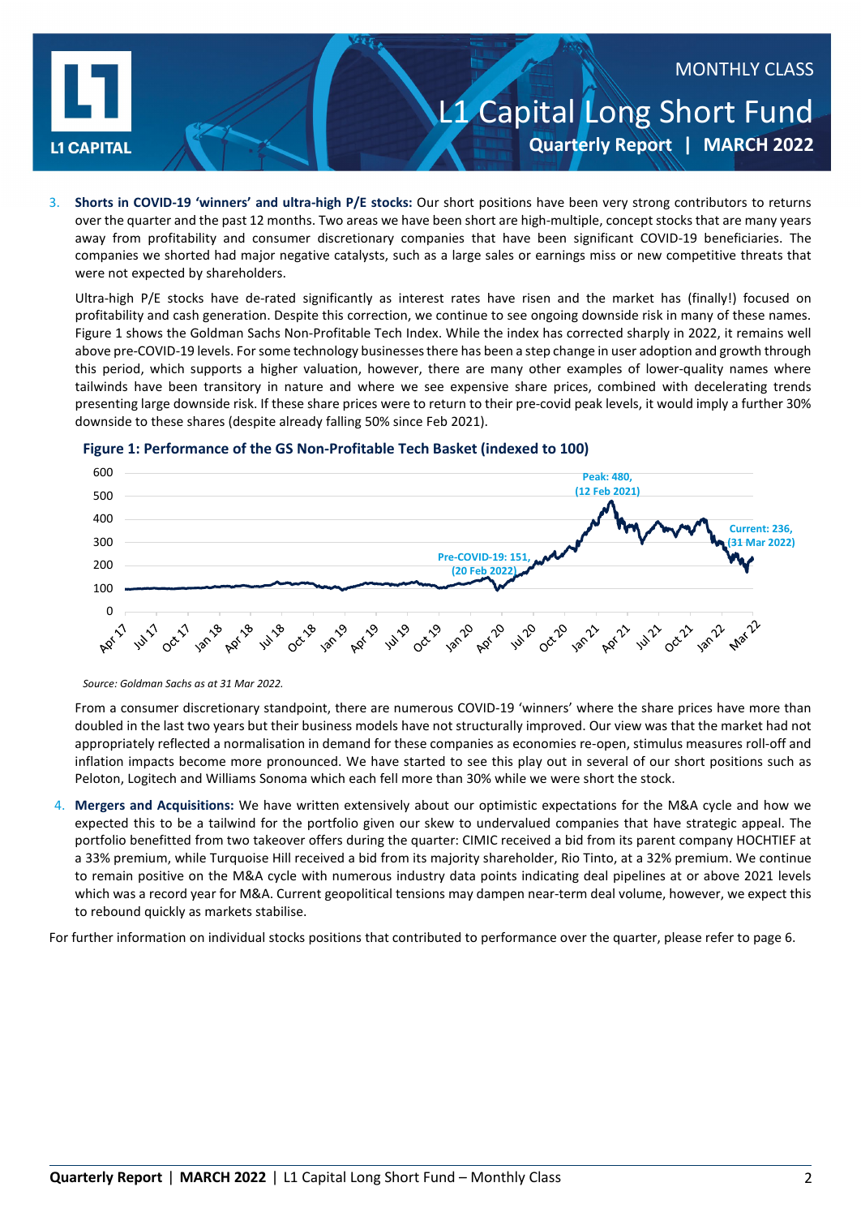3. **Shorts in COVID-19 'winners' and ultra-high P/E stocks:** Our short positions have been very strong contributors to returns over the quarter and the past 12 months. Two areas we have been short are high-multiple, concept stocks that are many years away from profitability and consumer discretionary companies that have been significant COVID-19 beneficiaries. The companies we shorted had major negative catalysts, such as a large sales or earnings miss or new competitive threats that were not expected by shareholders.

   Ultra-high P/E stocks have de-rated significantly as interest rates have risen and the market has (finally!) focused on profitability and cash generation. Despite this correction, we continue to see ongoing downside risk in many of these names. Figure 1 shows the Goldman Sachs Non-Profitable Tech Index. While the index has corrected sharply in 2022, it remains well above pre-COVID-19 levels. For some technology businesses there has been a step change in user adoption and growth through this period, which supports a higher valuation, however, there are many other examples of lower-quality names where tailwinds have been transitory in nature and where we see expensive share prices, combined with decelerating trends presenting large downside risk. If these share prices were to return to their pre-covid peak levels, it would imply a further 30% downside to these shares (despite already falling 50% since Feb 2021).

   **Figure 1: Performance of the GS Non-Profitable Tech Basket (indexed to 100)**

   Peak: 480, (12 Feb 2021) | Pre-COVID-19: 151, (20 Feb 2022) | Current: 236, (31 Mar 2022)

   *Source: Goldman Sachs as at 31 Mar 2022.*

   From a consumer discretionary standpoint, there are numerous COVID-19 'winners' where the share prices have more than doubled in the last two years but their business models have not structurally improved. Our view was that the market had not appropriately reflected a normalisation in demand for these companies as economies re-open, stimulus measures roll-off and inflation impacts become more pronounced. We have started to see this play out in several of our short positions such as Peloton, Logitech and Williams Sonoma which each fell more than 30% while we were short the stock.

4. **Mergers and Acquisitions:** We have written extensively about our optimistic expectations for the M&A cycle and how we expected this to be a tailwind for the portfolio given our skew to undervalued companies that have strategic appeal. The portfolio benefitted from two takeover offers during the quarter: CIMIC received a bid from its parent company HOCHTIEF at a 33% premium, while Turquoise Hill received a bid from its majority shareholder, Rio Tinto, at a 32% premium. We continue to remain positive on the M&A cycle with numerous industry data points indicating deal pipelines at or above 2021 levels which was a record year for M&A. Current geopolitical tensions may dampen near-term deal volume, however, we expect this to rebound quickly as markets stabilise.

For further information on individual stocks positions that contributed to performance over the quarter, please refer to page 6.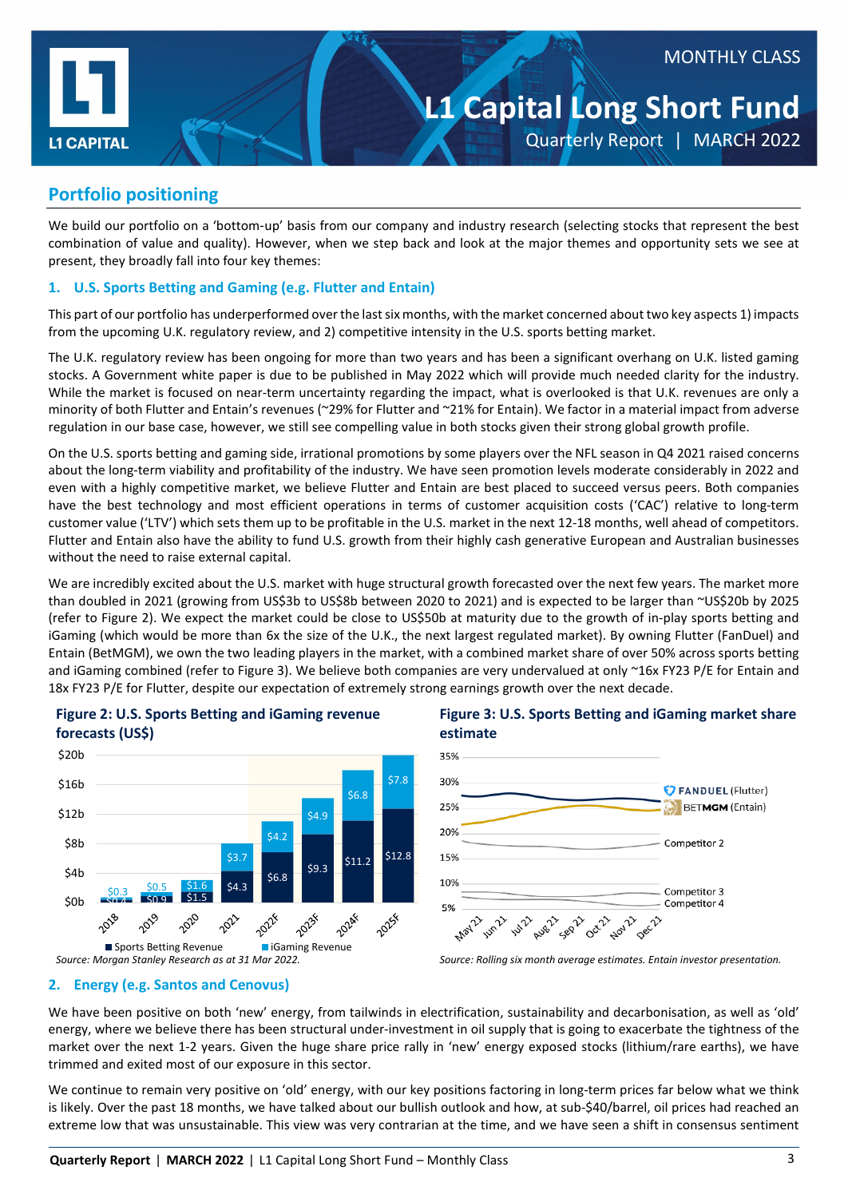## Portfolio positioning

We build our portfolio on a 'bottom-up' basis from our company and industry research (selecting stocks that represent the best combination of value and quality). However, when we step back and look at the major themes and opportunity sets we see at present, they broadly fall into four key themes:

### 1. U.S. Sports Betting and Gaming (e.g. Flutter and Entain)

This part of our portfolio has underperformed over the last six months, with the market concerned about two key aspects 1) impacts from the upcoming U.K. regulatory review, and 2) competitive intensity in the U.S. sports betting market.

The U.K. regulatory review has been ongoing for more than two years and has been a significant overhang on U.K. listed gaming stocks. A Government white paper is due to be published in May 2022 which will provide much needed clarity for the industry. While the market is focused on near-term uncertainty regarding the impact, what is overlooked is that U.K. revenues are only a minority of both Flutter and Entain's revenues (~29% for Flutter and ~21% for Entain). We factor in a material impact from adverse regulation in our base case, however, we still see compelling value in both stocks given their strong global growth profile.

On the U.S. sports betting and gaming side, irrational promotions by some players over the NFL season in Q4 2021 raised concerns about the long-term viability and profitability of the industry. We have seen promotion levels moderate considerably in 2022 and even with a highly competitive market, we believe Flutter and Entain are best placed to succeed versus peers. Both companies have the best technology and most efficient operations in terms of customer acquisition costs ('CAC') relative to long-term customer value ('LTV') which sets them up to be profitable in the U.S. market in the next 12-18 months, well ahead of competitors. Flutter and Entain also have the ability to fund U.S. growth from their highly cash generative European and Australian businesses without the need to raise external capital.

We are incredibly excited about the U.S. market with huge structural growth forecasted over the next few years. The market more than doubled in 2021 (growing from US$3b to US$8b between 2020 to 2021) and is expected to be larger than ~US$20b by 2025 (refer to Figure 2). We expect the market could be close to US$50b at maturity due to the growth of in-play sports betting and iGaming (which would be more than 6x the size of the U.K., the next largest regulated market). By owning Flutter (FanDuel) and Entain (BetMGM), we own the two leading players in the market, with a combined market share of over 50% across sports betting and iGaming combined (refer to Figure 3). We believe both companies are very undervalued at only ~16x FY23 P/E for Entain and 18x FY23 P/E for Flutter, despite our expectation of extremely strong earnings growth over the next decade.

**Figure 2: U.S. Sports Betting and iGaming revenue forecasts (US$)**

| | 2018 | 2019 | 2020 | 2021 | 2022F | 2023F | 2024F | 2025F |
|---|---|---|---|---|---|---|---|---|
| Sports Betting Revenue | $0.4 | $0.9 | $1.5 | $4.3 | $6.8 | $9.3 | $11.2 | $12.8 |
| iGaming Revenue | $0.3 | $0.5 | $1.6 | $3.7 | $4.2 | $4.9 | $6.8 | $7.8 |

*Source: Morgan Stanley Research as at 31 Mar 2022.*

**Figure 3: U.S. Sports Betting and iGaming market share estimate**

FANDUEL (Flutter), BETMGM (Entain), Competitor 2, Competitor 3, Competitor 4 (May 21 – Dec 21)

*Source: Rolling six month average estimates. Entain investor presentation.*

### 2. Energy (e.g. Santos and Cenovus)

We have been positive on both 'new' energy, from tailwinds in electrification, sustainability and decarbonisation, as well as 'old' energy, where we believe there has been structural under-investment in oil supply that is going to exacerbate the tightness of the market over the next 1-2 years. Given the huge share price rally in 'new' energy exposed stocks (lithium/rare earths), we have trimmed and exited most of our exposure in this sector.

We continue to remain very positive on 'old' energy, with our key positions factoring in long-term prices far below what we think is likely. Over the past 18 months, we have talked about our bullish outlook and how, at sub-$40/barrel, oil prices had reached an extreme low that was unsustainable. This view was very contrarian at the time, and we have seen a shift in consensus sentiment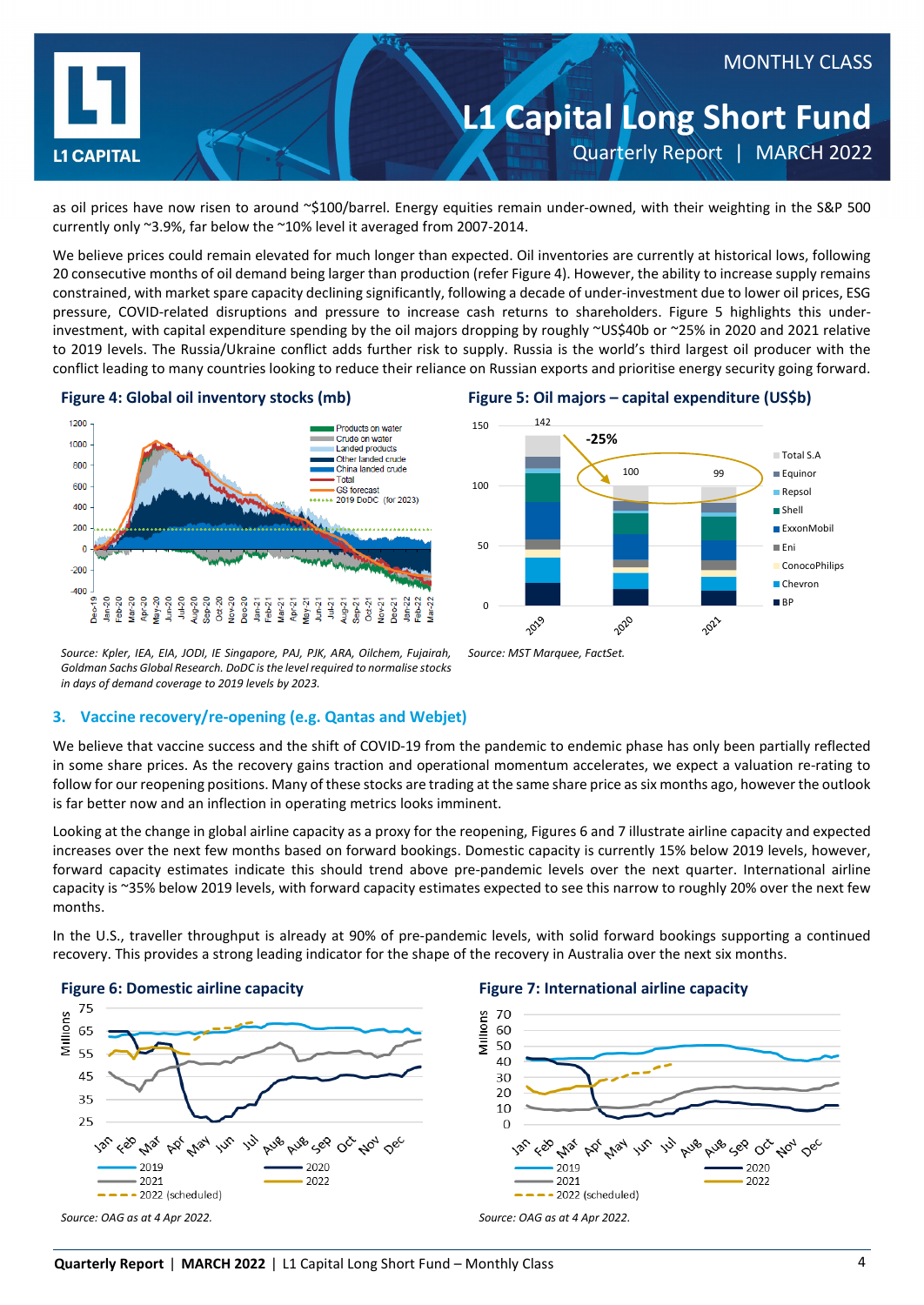as oil prices have now risen to around ~$100/barrel. Energy equities remain under-owned, with their weighting in the S&P 500 currently only ~3.9%, far below the ~10% level it averaged from 2007-2014.

We believe prices could remain elevated for much longer than expected. Oil inventories are currently at historical lows, following 20 consecutive months of oil demand being larger than production (refer Figure 4). However, the ability to increase supply remains constrained, with market spare capacity declining significantly, following a decade of under-investment due to lower oil prices, ESG pressure, COVID-related disruptions and pressure to increase cash returns to shareholders. Figure 5 highlights this under-investment, with capital expenditure spending by the oil majors dropping by roughly ~US$40b or ~25% in 2020 and 2021 relative to 2019 levels. The Russia/Ukraine conflict adds further risk to supply. Russia is the world's third largest oil producer with the conflict leading to many countries looking to reduce their reliance on Russian exports and prioritise energy security going forward.

**Figure 4: Global oil inventory stocks (mb)**

*Source: Kpler, IEA, EIA, JODI, IE Singapore, PAJ, PJK, ARA, Oilchem, Fujairah, Goldman Sachs Global Research. DoDC is the level required to normalise stocks in days of demand coverage to 2019 levels by 2023.*

**Figure 5: Oil majors – capital expenditure (US$b)**

*Source: MST Marquee, FactSet.*

### 3. Vaccine recovery/re-opening (e.g. Qantas and Webjet)

We believe that vaccine success and the shift of COVID-19 from the pandemic to endemic phase has only been partially reflected in some share prices. As the recovery gains traction and operational momentum accelerates, we expect a valuation re-rating to follow for our reopening positions. Many of these stocks are trading at the same share price as six months ago, however the outlook is far better now and an inflection in operating metrics looks imminent.

Looking at the change in global airline capacity as a proxy for the reopening, Figures 6 and 7 illustrate airline capacity and expected increases over the next few months based on forward bookings. Domestic capacity is currently 15% below 2019 levels, however, forward capacity estimates indicate this should trend above pre-pandemic levels over the next quarter. International airline capacity is ~35% below 2019 levels, with forward capacity estimates expected to see this narrow to roughly 20% over the next few months.

In the U.S., traveller throughput is already at 90% of pre-pandemic levels, with solid forward bookings supporting a continued recovery. This provides a strong leading indicator for the shape of the recovery in Australia over the next six months.

**Figure 6: Domestic airline capacity**

*Source: OAG as at 4 Apr 2022.*

**Figure 7: International airline capacity**

*Source: OAG as at 4 Apr 2022.*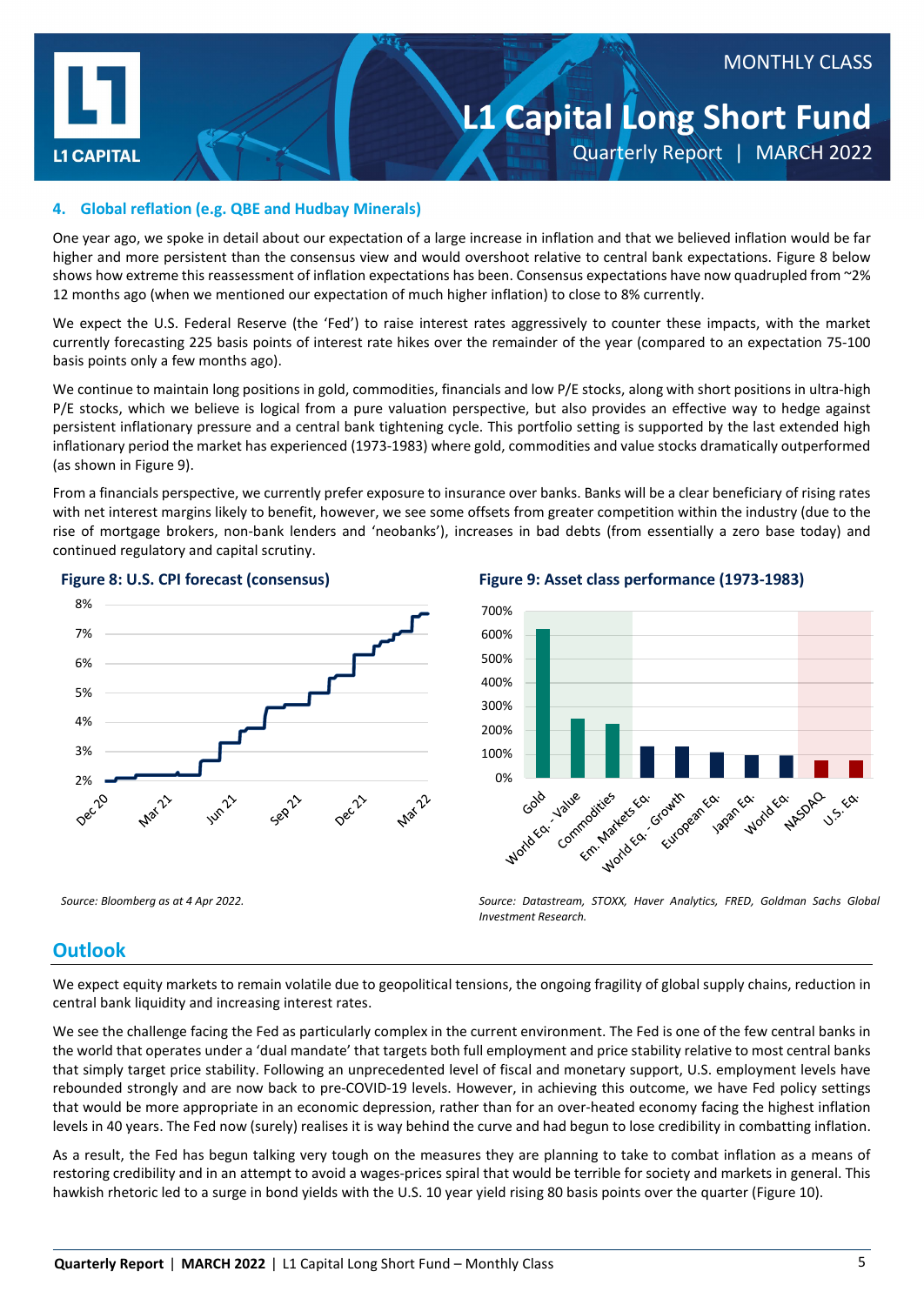### 4. Global reflation (e.g. QBE and Hudbay Minerals)

One year ago, we spoke in detail about our expectation of a large increase in inflation and that we believed inflation would be far higher and more persistent than the consensus view and would overshoot relative to central bank expectations. Figure 8 below shows how extreme this reassessment of inflation expectations has been. Consensus expectations have now quadrupled from ~2% 12 months ago (when we mentioned our expectation of much higher inflation) to close to 8% currently.

We expect the U.S. Federal Reserve (the 'Fed') to raise interest rates aggressively to counter these impacts, with the market currently forecasting 225 basis points of interest rate hikes over the remainder of the year (compared to an expectation 75-100 basis points only a few months ago).

We continue to maintain long positions in gold, commodities, financials and low P/E stocks, along with short positions in ultra-high P/E stocks, which we believe is logical from a pure valuation perspective, but also provides an effective way to hedge against persistent inflationary pressure and a central bank tightening cycle. This portfolio setting is supported by the last extended high inflationary period the market has experienced (1973-1983) where gold, commodities and value stocks dramatically outperformed (as shown in Figure 9).

From a financials perspective, we currently prefer exposure to insurance over banks. Banks will be a clear beneficiary of rising rates with net interest margins likely to benefit, however, we see some offsets from greater competition within the industry (due to the rise of mortgage brokers, non-bank lenders and 'neobanks'), increases in bad debts (from essentially a zero base today) and continued regulatory and capital scrutiny.

**Figure 8: U.S. CPI forecast (consensus)**

*Source: Bloomberg as at 4 Apr 2022.*

**Figure 9: Asset class performance (1973-1983)**

*Source: Datastream, STOXX, Haver Analytics, FRED, Goldman Sachs Global Investment Research.*

## Outlook

We expect equity markets to remain volatile due to geopolitical tensions, the ongoing fragility of global supply chains, reduction in central bank liquidity and increasing interest rates.

We see the challenge facing the Fed as particularly complex in the current environment. The Fed is one of the few central banks in the world that operates under a 'dual mandate' that targets both full employment and price stability relative to most central banks that simply target price stability. Following an unprecedented level of fiscal and monetary support, U.S. employment levels have rebounded strongly and are now back to pre-COVID-19 levels. However, in achieving this outcome, we have Fed policy settings that would be more appropriate in an economic depression, rather than for an over-heated economy facing the highest inflation levels in 40 years. The Fed now (surely) realises it is way behind the curve and had begun to lose credibility in combatting inflation.

As a result, the Fed has begun talking very tough on the measures they are planning to take to combat inflation as a means of restoring credibility and in an attempt to avoid a wages-prices spiral that would be terrible for society and markets in general. This hawkish rhetoric led to a surge in bond yields with the U.S. 10 year yield rising 80 basis points over the quarter (Figure 10).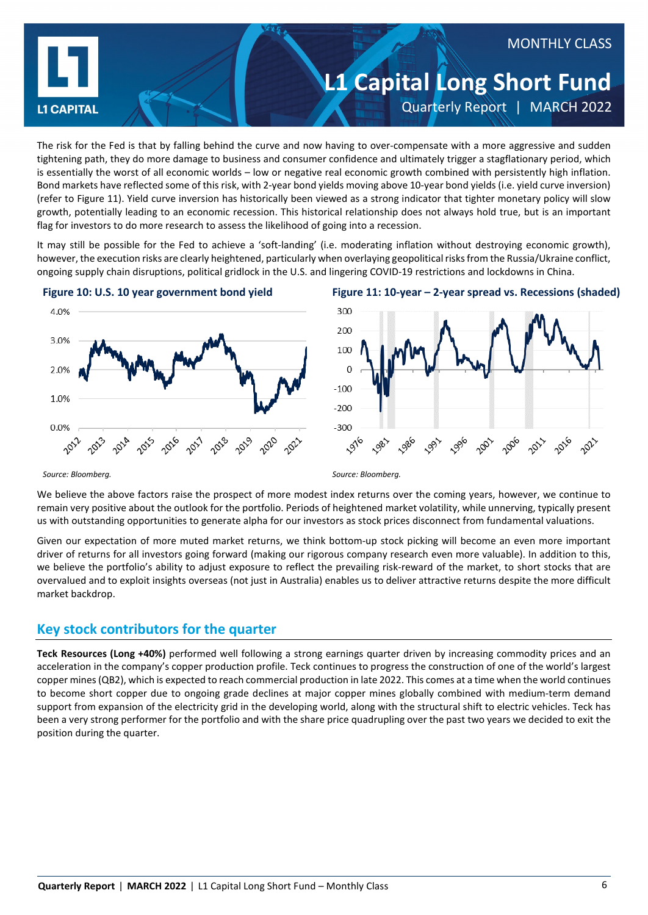The risk for the Fed is that by falling behind the curve and now having to over-compensate with a more aggressive and sudden tightening path, they do more damage to business and consumer confidence and ultimately trigger a stagflationary period, which is essentially the worst of all economic worlds – low or negative real economic growth combined with persistently high inflation. Bond markets have reflected some of this risk, with 2-year bond yields moving above 10-year bond yields (i.e. yield curve inversion) (refer to Figure 11). Yield curve inversion has historically been viewed as a strong indicator that tighter monetary policy will slow growth, potentially leading to an economic recession. This historical relationship does not always hold true, but is an important flag for investors to do more research to assess the likelihood of going into a recession.

It may still be possible for the Fed to achieve a 'soft-landing' (i.e. moderating inflation without destroying economic growth), however, the execution risks are clearly heightened, particularly when overlaying geopolitical risks from the Russia/Ukraine conflict, ongoing supply chain disruptions, political gridlock in the U.S. and lingering COVID-19 restrictions and lockdowns in China.

**Figure 10: U.S. 10 year government bond yield**

*Source: Bloomberg.*

**Figure 11: 10-year – 2-year spread vs. Recessions (shaded)**

*Source: Bloomberg.*

We believe the above factors raise the prospect of more modest index returns over the coming years, however, we continue to remain very positive about the outlook for the portfolio. Periods of heightened market volatility, while unnerving, typically present us with outstanding opportunities to generate alpha for our investors as stock prices disconnect from fundamental valuations.

Given our expectation of more muted market returns, we think bottom-up stock picking will become an even more important driver of returns for all investors going forward (making our rigorous company research even more valuable). In addition to this, we believe the portfolio's ability to adjust exposure to reflect the prevailing risk-reward of the market, to short stocks that are overvalued and to exploit insights overseas (not just in Australia) enables us to deliver attractive returns despite the more difficult market backdrop.

## Key stock contributors for the quarter

**Teck Resources (Long +40%)** performed well following a strong earnings quarter driven by increasing commodity prices and an acceleration in the company's copper production profile. Teck continues to progress the construction of one of the world's largest copper mines (QB2), which is expected to reach commercial production in late 2022. This comes at a time when the world continues to become short copper due to ongoing grade declines at major copper mines globally combined with medium-term demand support from expansion of the electricity grid in the developing world, along with the structural shift to electric vehicles. Teck has been a very strong performer for the portfolio and with the share price quadrupling over the past two years we decided to exit the position during the quarter.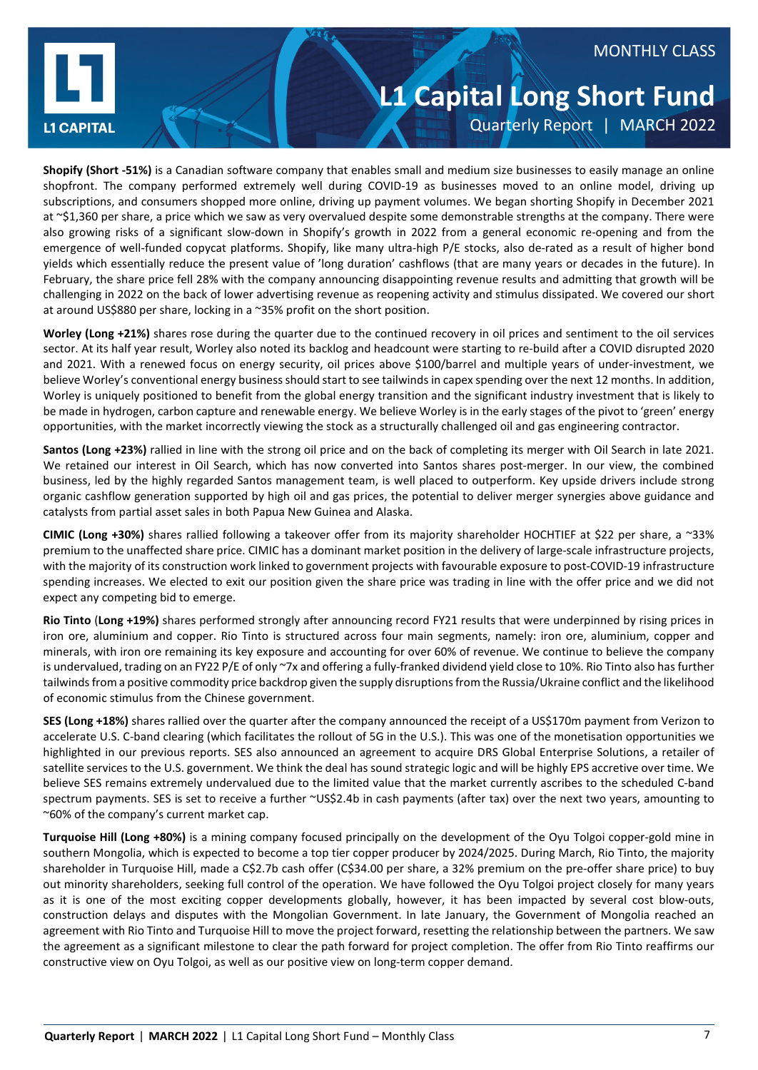**Shopify (Short -51%)** is a Canadian software company that enables small and medium size businesses to easily manage an online shopfront. The company performed extremely well during COVID-19 as businesses moved to an online model, driving up subscriptions, and consumers shopped more online, driving up payment volumes. We began shorting Shopify in December 2021 at ~$1,360 per share, a price which we saw as very overvalued despite some demonstrable strengths at the company. There were also growing risks of a significant slow-down in Shopify's growth in 2022 from a general economic re-opening and from the emergence of well-funded copycat platforms. Shopify, like many ultra-high P/E stocks, also de-rated as a result of higher bond yields which essentially reduce the present value of 'long duration' cashflows (that are many years or decades in the future). In February, the share price fell 28% with the company announcing disappointing revenue results and admitting that growth will be challenging in 2022 on the back of lower advertising revenue as reopening activity and stimulus dissipated. We covered our short at around US$880 per share, locking in a ~35% profit on the short position.

**Worley (Long +21%)** shares rose during the quarter due to the continued recovery in oil prices and sentiment to the oil services sector. At its half year result, Worley also noted its backlog and headcount were starting to re-build after a COVID disrupted 2020 and 2021. With a renewed focus on energy security, oil prices above $100/barrel and multiple years of under-investment, we believe Worley's conventional energy business should start to see tailwinds in capex spending over the next 12 months. In addition, Worley is uniquely positioned to benefit from the global energy transition and the significant industry investment that is likely to be made in hydrogen, carbon capture and renewable energy. We believe Worley is in the early stages of the pivot to 'green' energy opportunities, with the market incorrectly viewing the stock as a structurally challenged oil and gas engineering contractor.

**Santos (Long +23%)** rallied in line with the strong oil price and on the back of completing its merger with Oil Search in late 2021. We retained our interest in Oil Search, which has now converted into Santos shares post-merger. In our view, the combined business, led by the highly regarded Santos management team, is well placed to outperform. Key upside drivers include strong organic cashflow generation supported by high oil and gas prices, the potential to deliver merger synergies above guidance and catalysts from partial asset sales in both Papua New Guinea and Alaska.

**CIMIC (Long +30%)** shares rallied following a takeover offer from its majority shareholder HOCHTIEF at $22 per share, a ~33% premium to the unaffected share price. CIMIC has a dominant market position in the delivery of large-scale infrastructure projects, with the majority of its construction work linked to government projects with favourable exposure to post-COVID-19 infrastructure spending increases. We elected to exit our position given the share price was trading in line with the offer price and we did not expect any competing bid to emerge.

**Rio Tinto** (**Long +19%)** shares performed strongly after announcing record FY21 results that were underpinned by rising prices in iron ore, aluminium and copper. Rio Tinto is structured across four main segments, namely: iron ore, aluminium, copper and minerals, with iron ore remaining its key exposure and accounting for over 60% of revenue. We continue to believe the company is undervalued, trading on an FY22 P/E of only ~7x and offering a fully-franked dividend yield close to 10%. Rio Tinto also has further tailwinds from a positive commodity price backdrop given the supply disruptions from the Russia/Ukraine conflict and the likelihood of economic stimulus from the Chinese government.

**SES (Long +18%)** shares rallied over the quarter after the company announced the receipt of a US$170m payment from Verizon to accelerate U.S. C-band clearing (which facilitates the rollout of 5G in the U.S.). This was one of the monetisation opportunities we highlighted in our previous reports. SES also announced an agreement to acquire DRS Global Enterprise Solutions, a retailer of satellite services to the U.S. government. We think the deal has sound strategic logic and will be highly EPS accretive over time. We believe SES remains extremely undervalued due to the limited value that the market currently ascribes to the scheduled C-band spectrum payments. SES is set to receive a further ~US$2.4b in cash payments (after tax) over the next two years, amounting to ~60% of the company's current market cap.

**Turquoise Hill (Long +80%)** is a mining company focused principally on the development of the Oyu Tolgoi copper-gold mine in southern Mongolia, which is expected to become a top tier copper producer by 2024/2025. During March, Rio Tinto, the majority shareholder in Turquoise Hill, made a C$2.7b cash offer (C$34.00 per share, a 32% premium on the pre-offer share price) to buy out minority shareholders, seeking full control of the operation. We have followed the Oyu Tolgoi project closely for many years as it is one of the most exciting copper developments globally, however, it has been impacted by several cost blow-outs, construction delays and disputes with the Mongolian Government. In late January, the Government of Mongolia reached an agreement with Rio Tinto and Turquoise Hill to move the project forward, resetting the relationship between the partners. We saw the agreement as a significant milestone to clear the path forward for project completion. The offer from Rio Tinto reaffirms our constructive view on Oyu Tolgoi, as well as our positive view on long-term copper demand.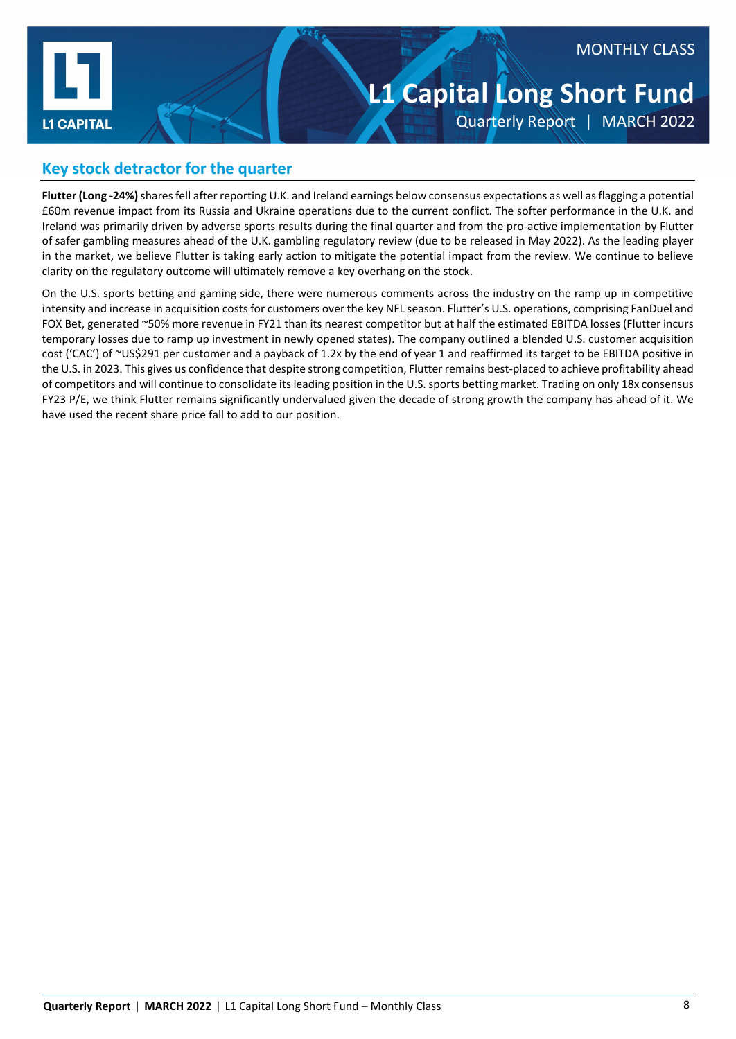## Key stock detractor for the quarter

**Flutter (Long -24%)** shares fell after reporting U.K. and Ireland earnings below consensus expectations as well as flagging a potential £60m revenue impact from its Russia and Ukraine operations due to the current conflict. The softer performance in the U.K. and Ireland was primarily driven by adverse sports results during the final quarter and from the pro-active implementation by Flutter of safer gambling measures ahead of the U.K. gambling regulatory review (due to be released in May 2022). As the leading player in the market, we believe Flutter is taking early action to mitigate the potential impact from the review. We continue to believe clarity on the regulatory outcome will ultimately remove a key overhang on the stock.

On the U.S. sports betting and gaming side, there were numerous comments across the industry on the ramp up in competitive intensity and increase in acquisition costs for customers over the key NFL season. Flutter's U.S. operations, comprising FanDuel and FOX Bet, generated ~50% more revenue in FY21 than its nearest competitor but at half the estimated EBITDA losses (Flutter incurs temporary losses due to ramp up investment in newly opened states). The company outlined a blended U.S. customer acquisition cost ('CAC') of ~US$291 per customer and a payback of 1.2x by the end of year 1 and reaffirmed its target to be EBITDA positive in the U.S. in 2023. This gives us confidence that despite strong competition, Flutter remains best-placed to achieve profitability ahead of competitors and will continue to consolidate its leading position in the U.S. sports betting market. Trading on only 18x consensus FY23 P/E, we think Flutter remains significantly undervalued given the decade of strong growth the company has ahead of it. We have used the recent share price fall to add to our position.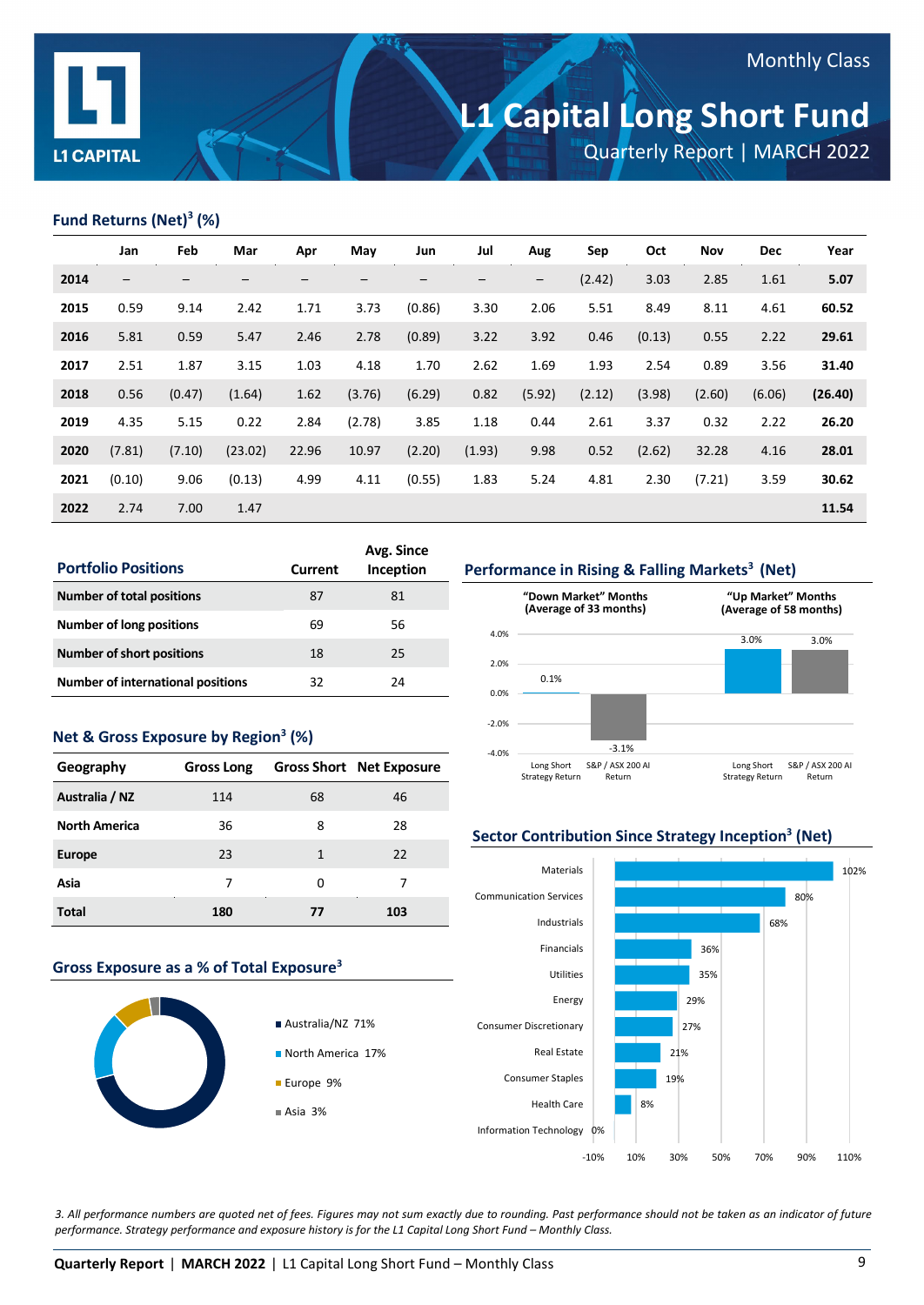Monthly Class

# L1 Capital Long Short Fund

Quarterly Report | MARCH 2022

## Fund Returns (Net)[3] (%)

| | Jan | Feb | Mar | Apr | May | Jun | Jul | Aug | Sep | Oct | Nov | Dec | Year |
|---|---|---|---|---|---|---|---|---|---|---|---|---|---|
| **2014** | – | – | – | – | – | – | – | – | (2.42) | 3.03 | 2.85 | 1.61 | **5.07** |
| **2015** | 0.59 | 9.14 | 2.42 | 1.71 | 3.73 | (0.86) | 3.30 | 2.06 | 5.51 | 8.49 | 8.11 | 4.61 | **60.52** |
| **2016** | 5.81 | 0.59 | 5.47 | 2.46 | 2.78 | (0.89) | 3.22 | 3.92 | 0.46 | (0.13) | 0.55 | 2.22 | **29.61** |
| **2017** | 2.51 | 1.87 | 3.15 | 1.03 | 4.18 | 1.70 | 2.62 | 1.69 | 1.93 | 2.54 | 0.89 | 3.56 | **31.40** |
| **2018** | 0.56 | (0.47) | (1.64) | 1.62 | (3.76) | (6.29) | 0.82 | (5.92) | (2.12) | (3.98) | (2.60) | (6.06) | **(26.40)** |
| **2019** | 4.35 | 5.15 | 0.22 | 2.84 | (2.78) | 3.85 | 1.18 | 0.44 | 2.61 | 3.37 | 0.32 | 2.22 | **26.20** |
| **2020** | (7.81) | (7.10) | (23.02) | 22.96 | 10.97 | (2.20) | (1.93) | 9.98 | 0.52 | (2.62) | 32.28 | 4.16 | **28.01** |
| **2021** | (0.10) | 9.06 | (0.13) | 4.99 | 4.11 | (0.55) | 1.83 | 5.24 | 4.81 | 2.30 | (7.21) | 3.59 | **30.62** |
| **2022** | 2.74 | 7.00 | 1.47 | | | | | | | | | | **11.54** |

## Portfolio Positions

| Portfolio Positions | Current | Avg. Since Inception |
|---|---|---|
| **Number of total positions** | 87 | 81 |
| **Number of long positions** | 69 | 56 |
| **Number of short positions** | 18 | 25 |
| **Number of international positions** | 32 | 24 |

## Net & Gross Exposure by Region[3] (%)

| Geography | Gross Long | Gross Short | Net Exposure |
|---|---|---|---|
| **Australia / NZ** | 114 | 68 | 46 |
| **North America** | 36 | 8 | 28 |
| **Europe** | 23 | 1 | 22 |
| **Asia** | 7 | 0 | 7 |
| **Total** | **180** | **77** | **103** |

## Gross Exposure as a % of Total Exposure[3]

- Australia/NZ 71%
- North America 17%
- Europe 9%
- Asia 3%

## Performance in Rising & Falling Markets[3] (Net)

| | Long Short Strategy Return | S&P / ASX 200 AI Return |
|---|---|---|
| "Down Market" Months (Average of 33 months) | 0.1% | -3.1% |
| "Up Market" Months (Average of 58 months) | 3.0% | 3.0% |

## Sector Contribution Since Strategy Inception[3] (Net)

| Sector | Contribution |
|---|---|
| Materials | 102% |
| Communication Services | 80% |
| Industrials | 68% |
| Financials | 36% |
| Utilities | 35% |
| Energy | 29% |
| Consumer Discretionary | 27% |
| Real Estate | 21% |
| Consumer Staples | 19% |
| Health Care | 8% |
| Information Technology | 0% |

*3. All performance numbers are quoted net of fees. Figures may not sum exactly due to rounding. Past performance should not be taken as an indicator of future performance. Strategy performance and exposure history is for the L1 Capital Long Short Fund – Monthly Class.*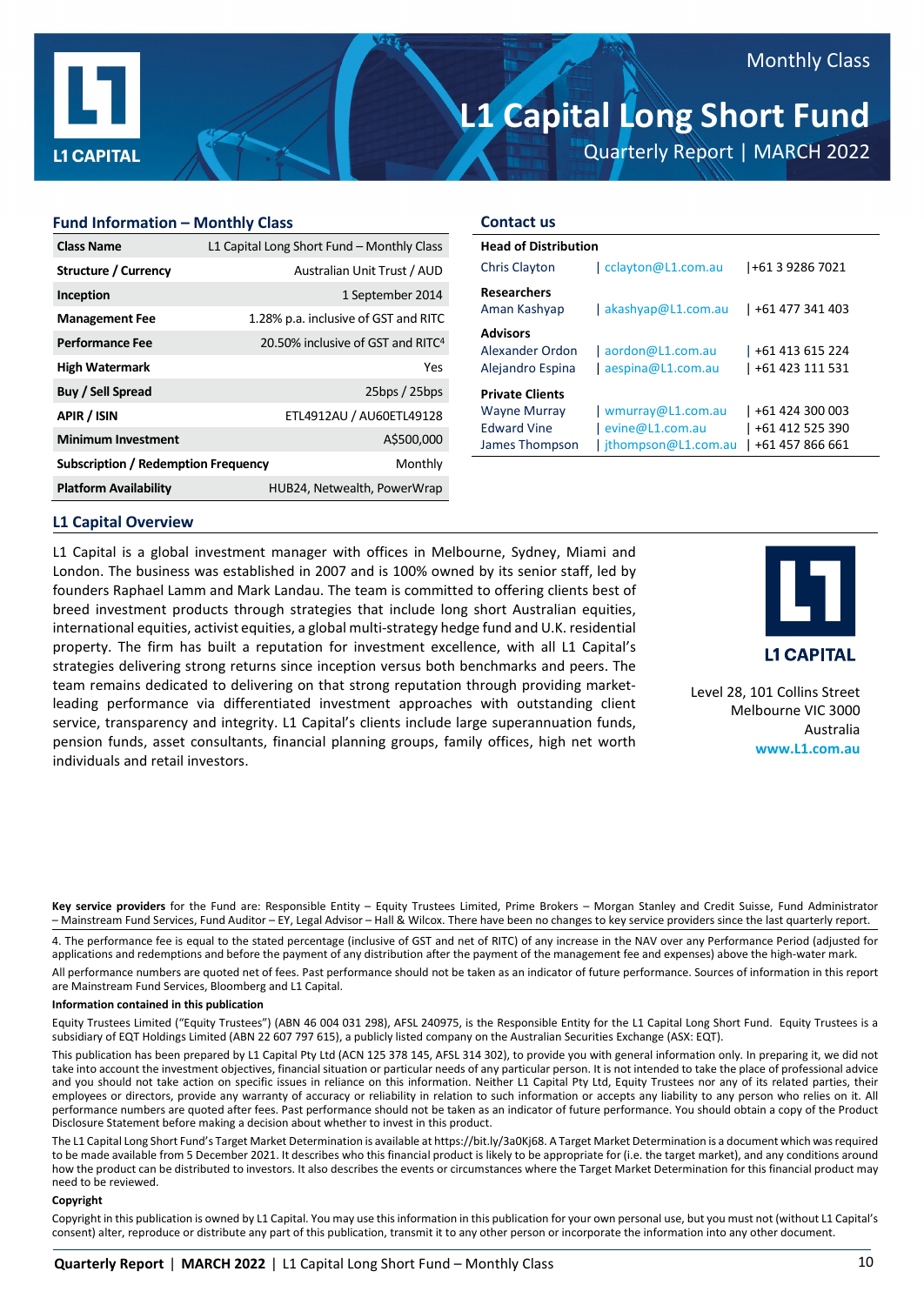Monthly Class

# L1 Capital Long Short Fund

Quarterly Report | MARCH 2022

## Fund Information – Monthly Class

| | |
|---|---|
| **Class Name** | L1 Capital Long Short Fund – Monthly Class |
| **Structure / Currency** | Australian Unit Trust / AUD |
| **Inception** | 1 September 2014 |
| **Management Fee** | 1.28% p.a. inclusive of GST and RITC |
| **Performance Fee** | 20.50% inclusive of GST and RITC[4] |
| **High Watermark** | Yes |
| **Buy / Sell Spread** | 25bps / 25bps |
| **APIR / ISIN** | ETL4912AU / AU60ETL49128 |
| **Minimum Investment** | A$500,000 |
| **Subscription / Redemption Frequency** | Monthly |
| **Platform Availability** | HUB24, Netwealth, PowerWrap |

## Contact us

| | | |
|---|---|---|
| **Head of Distribution** | | |
| Chris Clayton | cclayton@L1.com.au | +61 3 9286 7021 |
| **Researchers** | | |
| Aman Kashyap | akashyap@L1.com.au | +61 477 341 403 |
| **Advisors** | | |
| Alexander Ordon | aordon@L1.com.au | +61 413 615 224 |
| Alejandro Espina | aespina@L1.com.au | +61 423 111 531 |
| **Private Clients** | | |
| Wayne Murray | wmurray@L1.com.au | +61 424 300 003 |
| Edward Vine | evine@L1.com.au | +61 412 525 390 |
| James Thompson | jthompson@L1.com.au | +61 457 866 661 |

## L1 Capital Overview

L1 Capital is a global investment manager with offices in Melbourne, Sydney, Miami and London. The business was established in 2007 and is 100% owned by its senior staff, led by founders Raphael Lamm and Mark Landau. The team is committed to offering clients best of breed investment products through strategies that include long short Australian equities, international equities, activist equities, a global multi-strategy hedge fund and U.K. residential property. The firm has built a reputation for investment excellence, with all L1 Capital's strategies delivering strong returns since inception versus both benchmarks and peers. The team remains dedicated to delivering on that strong reputation through providing market-leading performance via differentiated investment approaches with outstanding client service, transparency and integrity. L1 Capital's clients include large superannuation funds, pension funds, asset consultants, financial planning groups, family offices, high net worth individuals and retail investors.

L1 CAPITAL

Level 28, 101 Collins Street
Melbourne VIC 3000
Australia
**www.L1.com.au**

**Key service providers** for the Fund are: Responsible Entity – Equity Trustees Limited, Prime Brokers – Morgan Stanley and Credit Suisse, Fund Administrator – Mainstream Fund Services, Fund Auditor – EY, Legal Advisor – Hall & Wilcox. There have been no changes to key service providers since the last quarterly report.

4. The performance fee is equal to the stated percentage (inclusive of GST and net of RITC) of any increase in the NAV over any Performance Period (adjusted for applications and redemptions and before the payment of any distribution after the payment of the management fee and expenses) above the high-water mark.

All performance numbers are quoted net of fees. Past performance should not be taken as an indicator of future performance. Sources of information in this report are Mainstream Fund Services, Bloomberg and L1 Capital.

**Information contained in this publication**

Equity Trustees Limited ("Equity Trustees") (ABN 46 004 031 298), AFSL 240975, is the Responsible Entity for the L1 Capital Long Short Fund. Equity Trustees is a subsidiary of EQT Holdings Limited (ABN 22 607 797 615), a publicly listed company on the Australian Securities Exchange (ASX: EQT).

This publication has been prepared by L1 Capital Pty Ltd (ACN 125 378 145, AFSL 314 302), to provide you with general information only. In preparing it, we did not take into account the investment objectives, financial situation or particular needs of any particular person. It is not intended to take the place of professional advice and you should not take action on specific issues in reliance on this information. Neither L1 Capital Pty Ltd, Equity Trustees nor any of its related parties, their employees or directors, provide any warranty of accuracy or reliability in relation to such information or accepts any liability to any person who relies on it. All performance numbers are quoted after fees. Past performance should not be taken as an indicator of future performance. You should obtain a copy of the Product Disclosure Statement before making a decision about whether to invest in this product.

The L1 Capital Long Short Fund's Target Market Determination is available at https://bit.ly/3a0Kj68. A Target Market Determination is a document which was required to be made available from 5 December 2021. It describes who this financial product is likely to be appropriate for (i.e. the target market), and any conditions around how the product can be distributed to investors. It also describes the events or circumstances where the Target Market Determination for this financial product may need to be reviewed.

**Copyright**

Copyright in this publication is owned by L1 Capital. You may use this information in this publication for your own personal use, but you must not (without L1 Capital's consent) alter, reproduce or distribute any part of this publication, transmit it to any other person or incorporate the information into any other document.